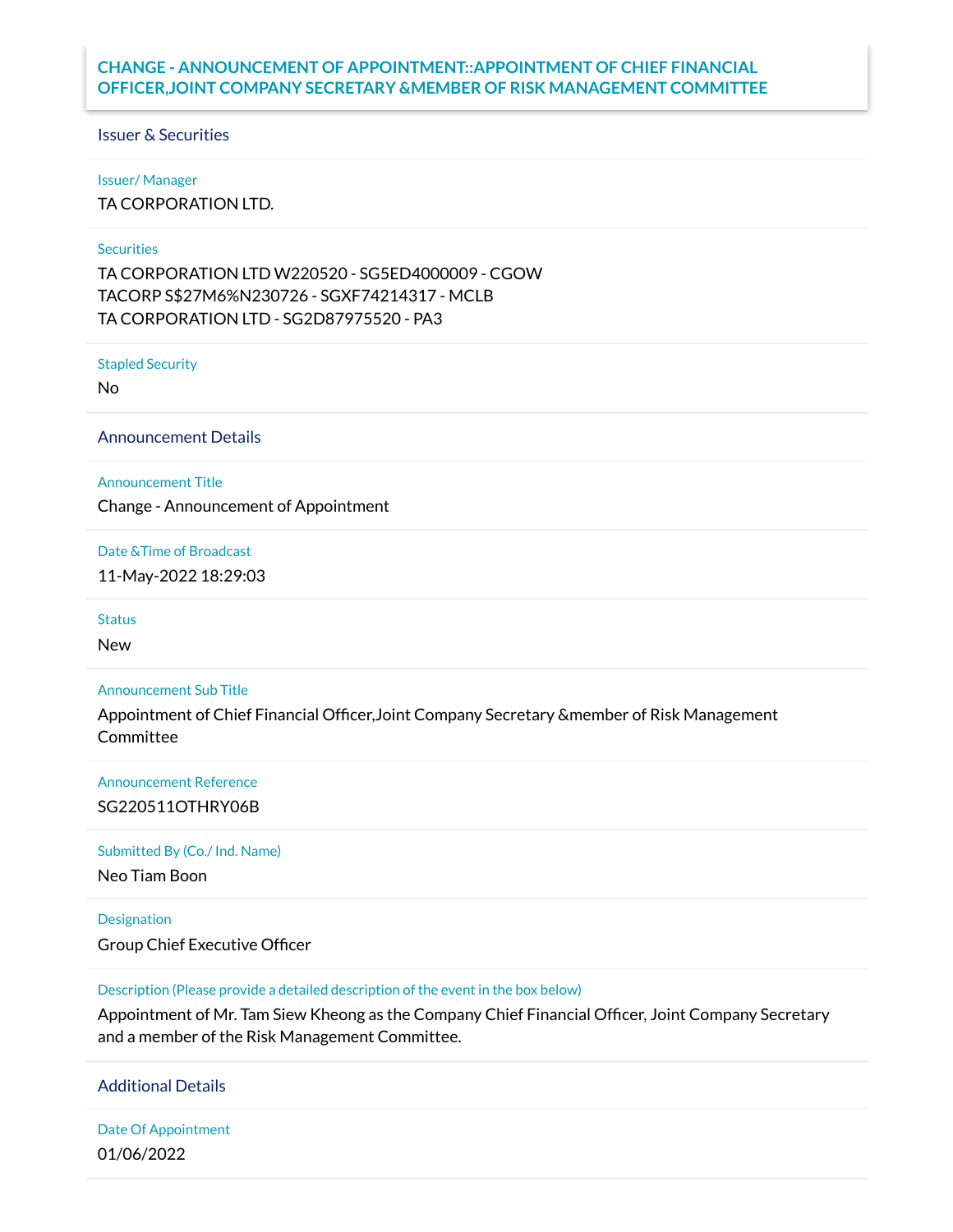# CHANGE - ANNOUNCEMENT OF APPOINTMENT::APPOINTMENT OF CHIEF FINANCIAL OFFICER,JOINT COMPANY SECRETARY &MEMBER OF RISK MANAGEMENT COMMITTEE

## Issuer & Securities

**Issuer/ Manager**

TA CORPORATION LTD.

**Securities**

TA CORPORATION LTD W220520 - SG5ED4000009 - CGOW
TACORP S$27M6%N230726 - SGXF74214317 - MCLB
TA CORPORATION LTD - SG2D87975520 - PA3

**Stapled Security**

No

## Announcement Details

**Announcement Title**

Change - Announcement of Appointment

**Date &Time of Broadcast**

11-May-2022 18:29:03

**Status**

New

**Announcement Sub Title**

Appointment of Chief Financial Officer,Joint Company Secretary &member of Risk Management Committee

**Announcement Reference**

SG220511OTHRY06B

**Submitted By (Co./ Ind. Name)**

Neo Tiam Boon

**Designation**

Group Chief Executive Officer

**Description (Please provide a detailed description of the event in the box below)**

Appointment of Mr. Tam Siew Kheong as the Company Chief Financial Officer, Joint Company Secretary and a member of the Risk Management Committee.

## Additional Details

**Date Of Appointment**

01/06/2022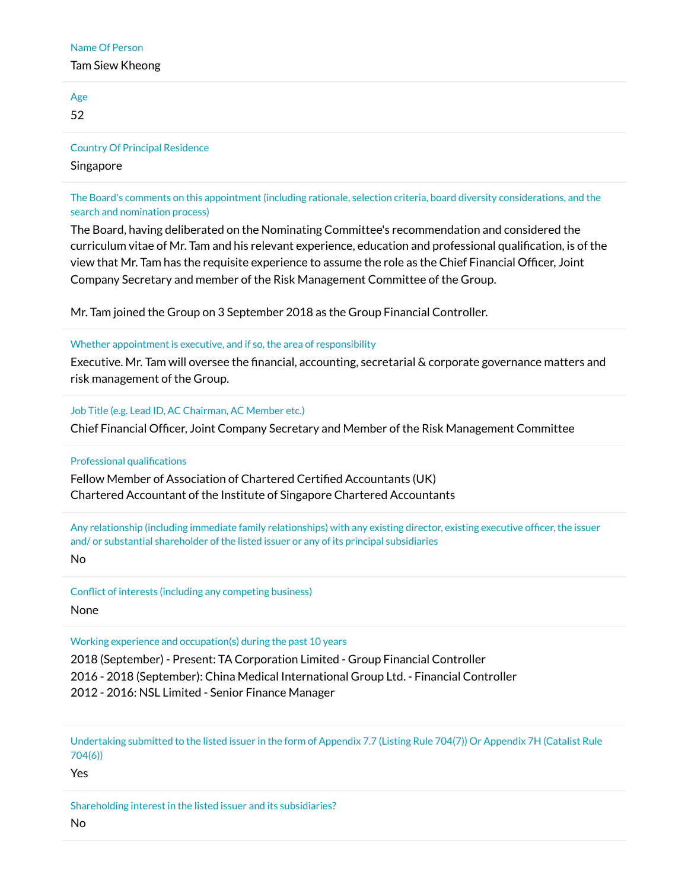Name Of Person

Tam Siew Kheong

Age

52

Country Of Principal Residence

Singapore

The Board's comments on this appointment (including rationale, selection criteria, board diversity considerations, and the search and nomination process)

The Board, having deliberated on the Nominating Committee's recommendation and considered the curriculum vitae of Mr. Tam and his relevant experience, education and professional qualification, is of the view that Mr. Tam has the requisite experience to assume the role as the Chief Financial Officer, Joint Company Secretary and member of the Risk Management Committee of the Group.

Mr. Tam joined the Group on 3 September 2018 as the Group Financial Controller.

Whether appointment is executive, and if so, the area of responsibility

Executive. Mr. Tam will oversee the financial, accounting, secretarial & corporate governance matters and risk management of the Group.

Job Title (e.g. Lead ID, AC Chairman, AC Member etc.)

Chief Financial Officer, Joint Company Secretary and Member of the Risk Management Committee

Professional qualifications

Fellow Member of Association of Chartered Certified Accountants (UK)
Chartered Accountant of the Institute of Singapore Chartered Accountants

Any relationship (including immediate family relationships) with any existing director, existing executive officer, the issuer and/ or substantial shareholder of the listed issuer or any of its principal subsidiaries

No

Conflict of interests (including any competing business)

None

Working experience and occupation(s) during the past 10 years

2018 (September) - Present: TA Corporation Limited - Group Financial Controller
2016 - 2018 (September): China Medical International Group Ltd. - Financial Controller
2012 - 2016: NSL Limited - Senior Finance Manager

Undertaking submitted to the listed issuer in the form of Appendix 7.7 (Listing Rule 704(7)) Or Appendix 7H (Catalist Rule 704(6))

Yes

Shareholding interest in the listed issuer and its subsidiaries?

No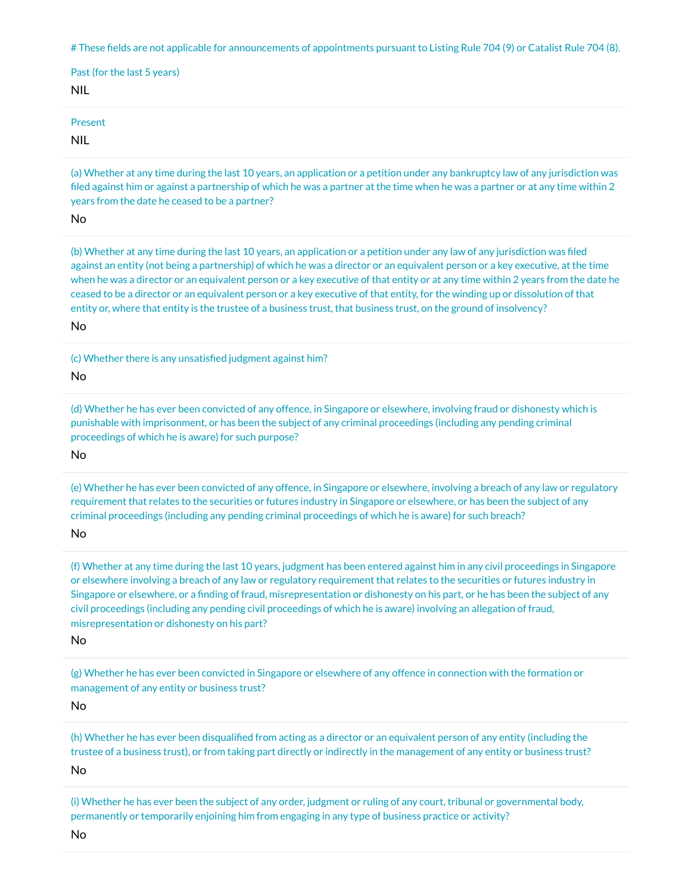# These fields are not applicable for announcements of appointments pursuant to Listing Rule 704 (9) or Catalist Rule 704 (8).

Past (for the last 5 years)

NIL

Present

NIL

(a) Whether at any time during the last 10 years, an application or a petition under any bankruptcy law of any jurisdiction was filed against him or against a partnership of which he was a partner at the time when he was a partner or at any time within 2 years from the date he ceased to be a partner?

No

(b) Whether at any time during the last 10 years, an application or a petition under any law of any jurisdiction was filed against an entity (not being a partnership) of which he was a director or an equivalent person or a key executive, at the time when he was a director or an equivalent person or a key executive of that entity or at any time within 2 years from the date he ceased to be a director or an equivalent person or a key executive of that entity, for the winding up or dissolution of that entity or, where that entity is the trustee of a business trust, that business trust, on the ground of insolvency?

No

(c) Whether there is any unsatisfied judgment against him?

No

(d) Whether he has ever been convicted of any offence, in Singapore or elsewhere, involving fraud or dishonesty which is punishable with imprisonment, or has been the subject of any criminal proceedings (including any pending criminal proceedings of which he is aware) for such purpose?

No

(e) Whether he has ever been convicted of any offence, in Singapore or elsewhere, involving a breach of any law or regulatory requirement that relates to the securities or futures industry in Singapore or elsewhere, or has been the subject of any criminal proceedings (including any pending criminal proceedings of which he is aware) for such breach?

No

(f) Whether at any time during the last 10 years, judgment has been entered against him in any civil proceedings in Singapore or elsewhere involving a breach of any law or regulatory requirement that relates to the securities or futures industry in Singapore or elsewhere, or a finding of fraud, misrepresentation or dishonesty on his part, or he has been the subject of any civil proceedings (including any pending civil proceedings of which he is aware) involving an allegation of fraud, misrepresentation or dishonesty on his part?

No

(g) Whether he has ever been convicted in Singapore or elsewhere of any offence in connection with the formation or management of any entity or business trust?

No

(h) Whether he has ever been disqualified from acting as a director or an equivalent person of any entity (including the trustee of a business trust), or from taking part directly or indirectly in the management of any entity or business trust?

No

(i) Whether he has ever been the subject of any order, judgment or ruling of any court, tribunal or governmental body, permanently or temporarily enjoining him from engaging in any type of business practice or activity?

No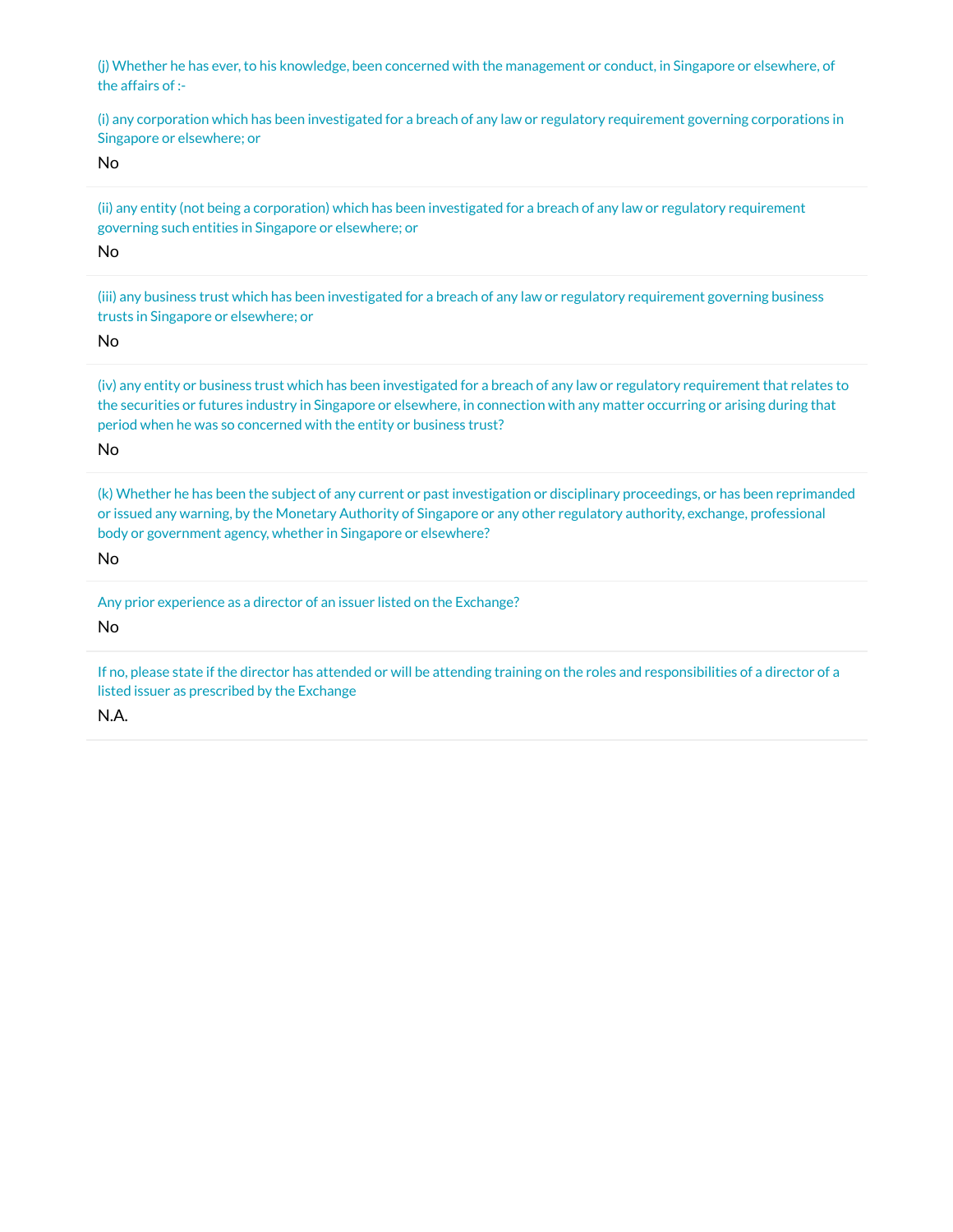(j) Whether he has ever, to his knowledge, been concerned with the management or conduct, in Singapore or elsewhere, of the affairs of :-

(i) any corporation which has been investigated for a breach of any law or regulatory requirement governing corporations in Singapore or elsewhere; or

No

---

(ii) any entity (not being a corporation) which has been investigated for a breach of any law or regulatory requirement governing such entities in Singapore or elsewhere; or

No

---

(iii) any business trust which has been investigated for a breach of any law or regulatory requirement governing business trusts in Singapore or elsewhere; or

No

---

(iv) any entity or business trust which has been investigated for a breach of any law or regulatory requirement that relates to the securities or futures industry in Singapore or elsewhere, in connection with any matter occurring or arising during that period when he was so concerned with the entity or business trust?

No

---

(k) Whether he has been the subject of any current or past investigation or disciplinary proceedings, or has been reprimanded or issued any warning, by the Monetary Authority of Singapore or any other regulatory authority, exchange, professional body or government agency, whether in Singapore or elsewhere?

No

---

Any prior experience as a director of an issuer listed on the Exchange?

No

---

If no, please state if the director has attended or will be attending training on the roles and responsibilities of a director of a listed issuer as prescribed by the Exchange

N.A.